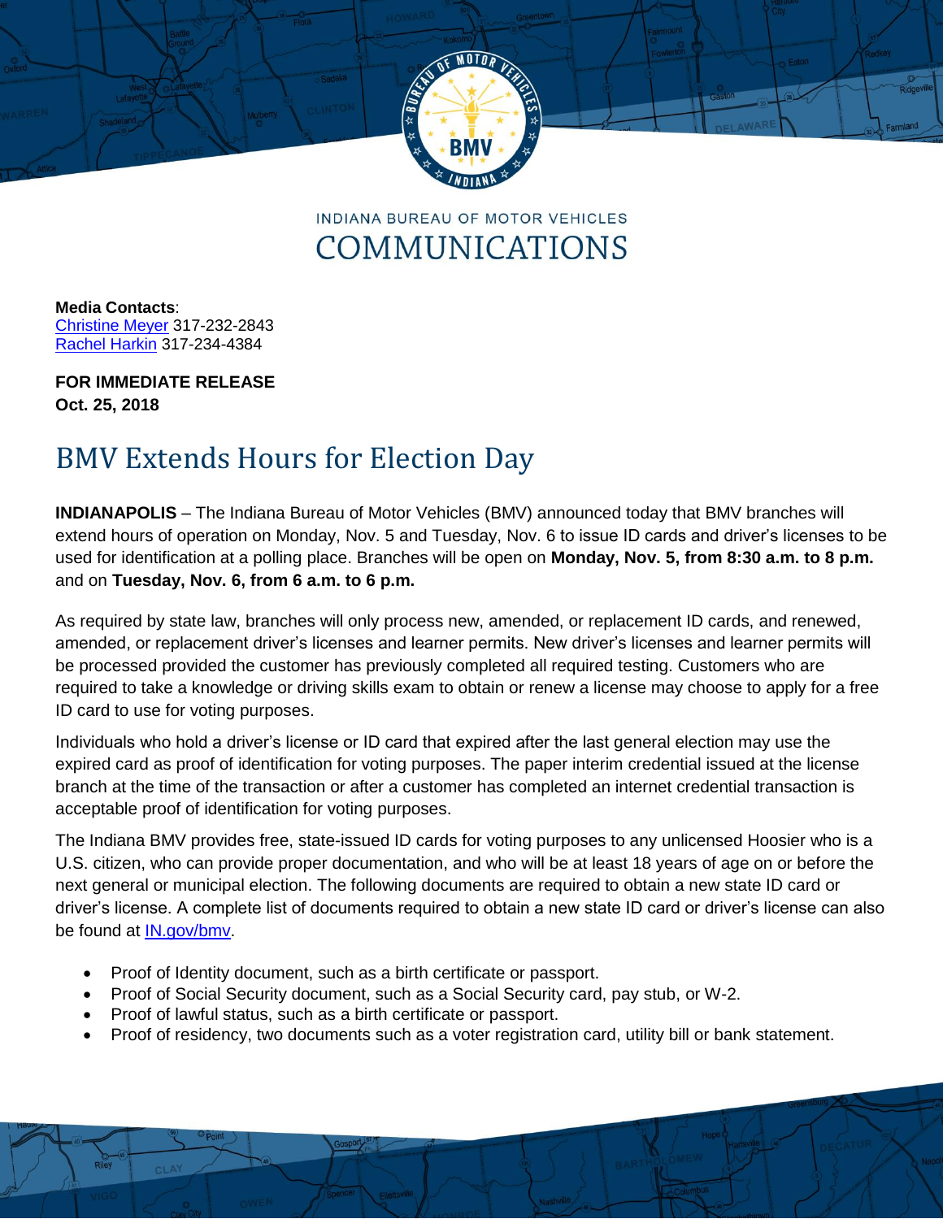INDIANA BUREAU OF MOTOR VEHICLES
COMMUNICATIONS

**Media Contacts**:
[Christine Meyer](mailto:) 317-232-2843
[Rachel Harkin](mailto:) 317-234-4384

**FOR IMMEDIATE RELEASE**
**Oct. 25, 2018**

# BMV Extends Hours for Election Day

**INDIANAPOLIS** – The Indiana Bureau of Motor Vehicles (BMV) announced today that BMV branches will extend hours of operation on Monday, Nov. 5 and Tuesday, Nov. 6 to issue ID cards and driver's licenses to be used for identification at a polling place. Branches will be open on **Monday, Nov. 5, from 8:30 a.m. to 8 p.m.** and on **Tuesday, Nov. 6, from 6 a.m. to 6 p.m.**

As required by state law, branches will only process new, amended, or replacement ID cards, and renewed, amended, or replacement driver's licenses and learner permits. New driver's licenses and learner permits will be processed provided the customer has previously completed all required testing. Customers who are required to take a knowledge or driving skills exam to obtain or renew a license may choose to apply for a free ID card to use for voting purposes.

Individuals who hold a driver's license or ID card that expired after the last general election may use the expired card as proof of identification for voting purposes. The paper interim credential issued at the license branch at the time of the transaction or after a customer has completed an internet credential transaction is acceptable proof of identification for voting purposes.

The Indiana BMV provides free, state-issued ID cards for voting purposes to any unlicensed Hoosier who is a U.S. citizen, who can provide proper documentation, and who will be at least 18 years of age on or before the next general or municipal election. The following documents are required to obtain a new state ID card or driver's license. A complete list of documents required to obtain a new state ID card or driver's license can also be found at [IN.gov/bmv](IN.gov/bmv).

- Proof of Identity document, such as a birth certificate or passport.
- Proof of Social Security document, such as a Social Security card, pay stub, or W-2.
- Proof of lawful status, such as a birth certificate or passport.
- Proof of residency, two documents such as a voter registration card, utility bill or bank statement.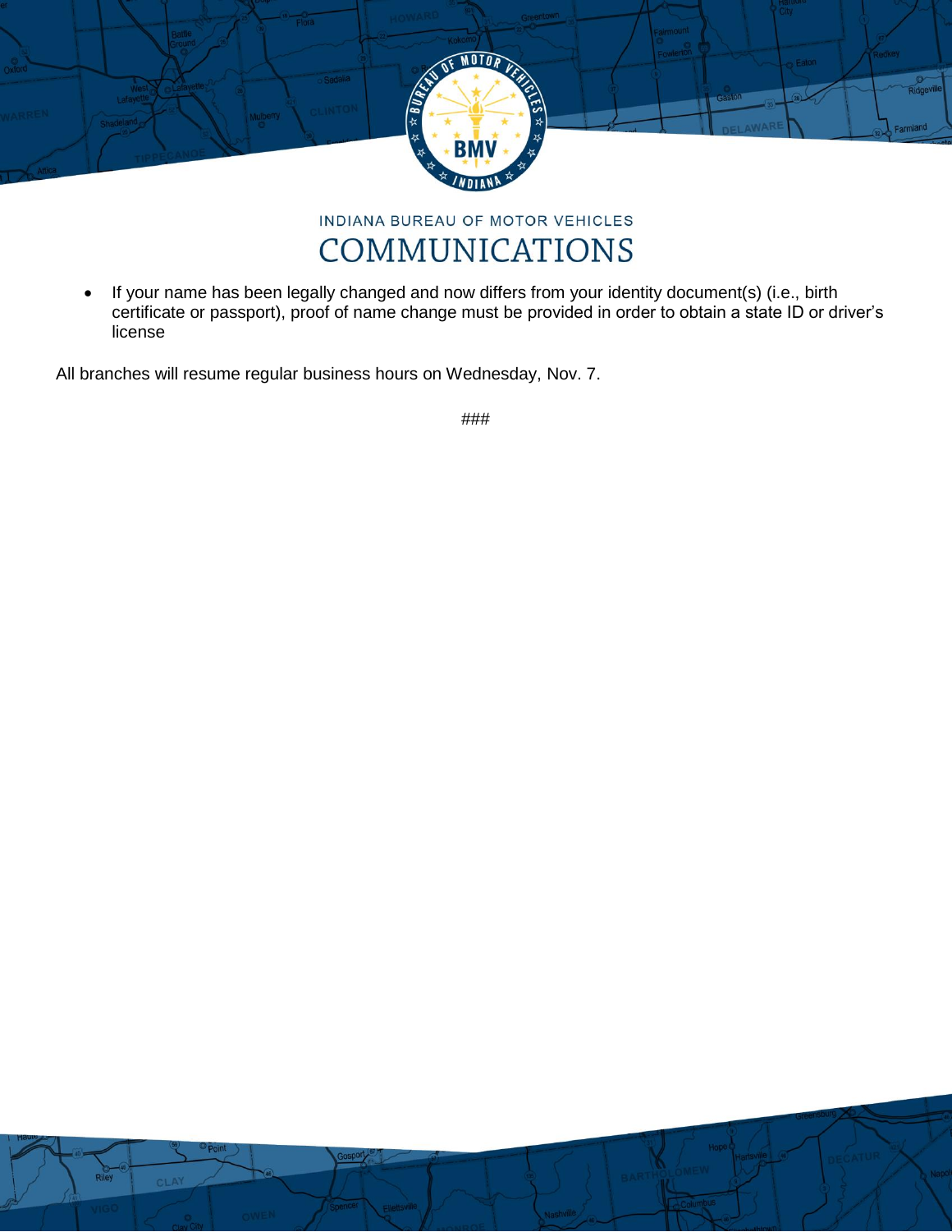- If your name has been legally changed and now differs from your identity document(s) (i.e., birth certificate or passport), proof of name change must be provided in order to obtain a state ID or driver's license

All branches will resume regular business hours on Wednesday, Nov. 7.

###